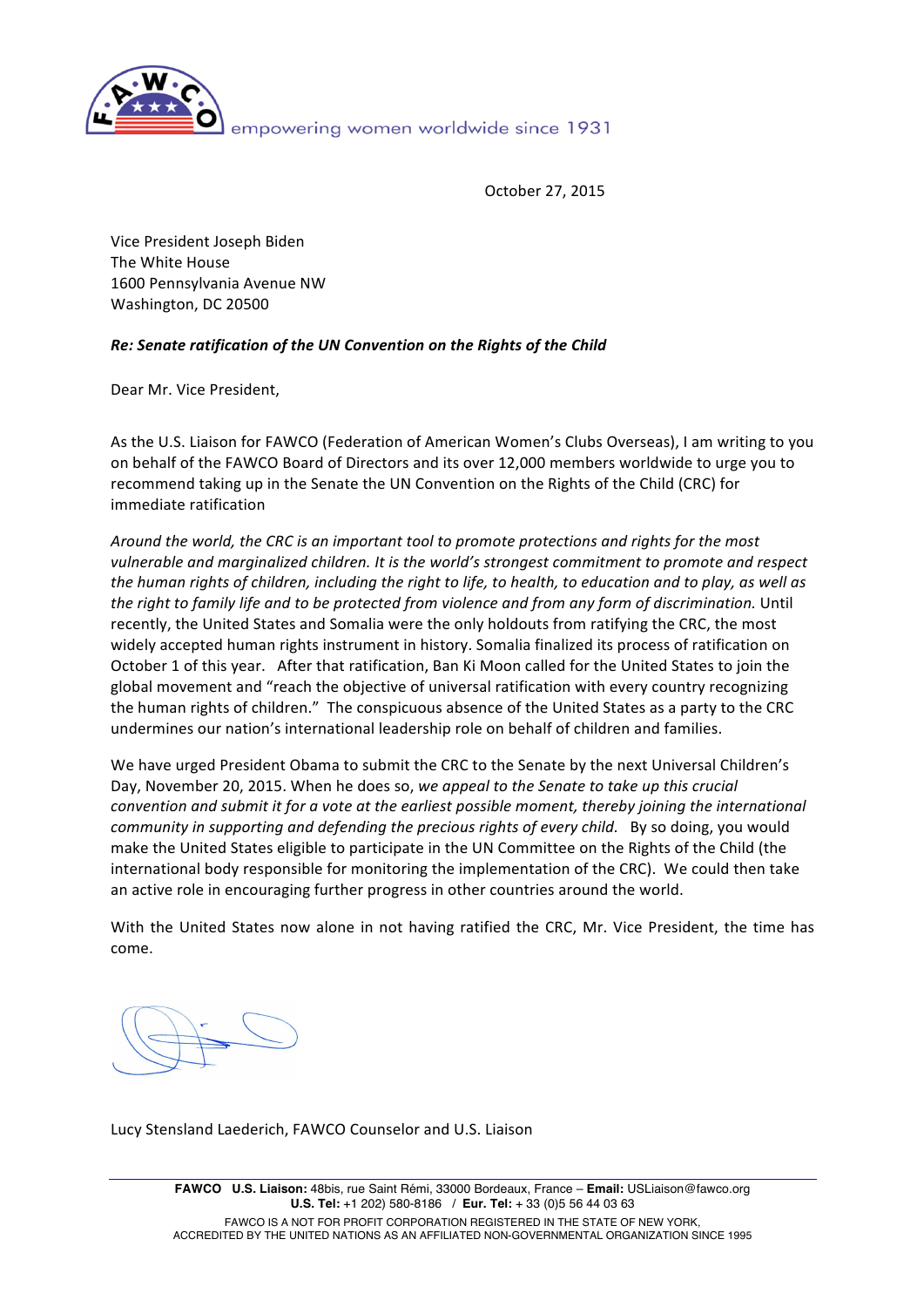empowering women worldwide since 1931

October 27, 2015

Vice President Joseph Biden
The White House
1600 Pennsylvania Avenue NW
Washington, DC 20500

***Re: Senate ratification of the UN Convention on the Rights of the Child***

Dear Mr. Vice President,

As the U.S. Liaison for FAWCO (Federation of American Women's Clubs Overseas), I am writing to you on behalf of the FAWCO Board of Directors and its over 12,000 members worldwide to urge you to recommend taking up in the Senate the UN Convention on the Rights of the Child (CRC) for immediate ratification

*Around the world, the CRC is an important tool to promote protections and rights for the most vulnerable and marginalized children. It is the world's strongest commitment to promote and respect the human rights of children, including the right to life, to health, to education and to play, as well as the right to family life and to be protected from violence and from any form of discrimination.* Until recently, the United States and Somalia were the only holdouts from ratifying the CRC, the most widely accepted human rights instrument in history. Somalia finalized its process of ratification on October 1 of this year. After that ratification, Ban Ki Moon called for the United States to join the global movement and "reach the objective of universal ratification with every country recognizing the human rights of children." The conspicuous absence of the United States as a party to the CRC undermines our nation's international leadership role on behalf of children and families.

We have urged President Obama to submit the CRC to the Senate by the next Universal Children's Day, November 20, 2015. When he does so, *we appeal to the Senate to take up this crucial convention and submit it for a vote at the earliest possible moment, thereby joining the international community in supporting and defending the precious rights of every child.* By so doing, you would make the United States eligible to participate in the UN Committee on the Rights of the Child (the international body responsible for monitoring the implementation of the CRC). We could then take an active role in encouraging further progress in other countries around the world.

With the United States now alone in not having ratified the CRC, Mr. Vice President, the time has come.

Lucy Stensland Laederich, FAWCO Counselor and U.S. Liaison

**FAWCO U.S. Liaison:** 48bis, rue Saint Rémi, 33000 Bordeaux, France – **Email:** USLiaison@fawco.org
**U.S. Tel:** +1 202) 580-8186 / **Eur. Tel:** + 33 (0)5 56 44 03 63
FAWCO IS A NOT FOR PROFIT CORPORATION REGISTERED IN THE STATE OF NEW YORK,
ACCREDITED BY THE UNITED NATIONS AS AN AFFILIATED NON-GOVERNMENTAL ORGANIZATION SINCE 1995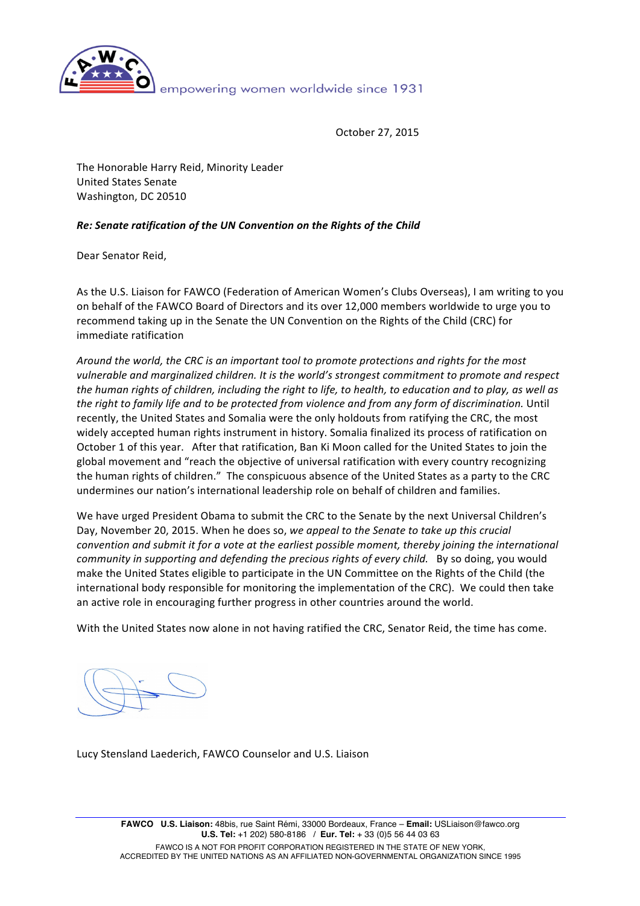empowering women worldwide since 1931

October 27, 2015

The Honorable Harry Reid, Minority Leader
United States Senate
Washington, DC 20510

***Re: Senate ratification of the UN Convention on the Rights of the Child***

Dear Senator Reid,

As the U.S. Liaison for FAWCO (Federation of American Women's Clubs Overseas), I am writing to you on behalf of the FAWCO Board of Directors and its over 12,000 members worldwide to urge you to recommend taking up in the Senate the UN Convention on the Rights of the Child (CRC) for immediate ratification

*Around the world, the CRC is an important tool to promote protections and rights for the most vulnerable and marginalized children. It is the world's strongest commitment to promote and respect the human rights of children, including the right to life, to health, to education and to play, as well as the right to family life and to be protected from violence and from any form of discrimination.* Until recently, the United States and Somalia were the only holdouts from ratifying the CRC, the most widely accepted human rights instrument in history. Somalia finalized its process of ratification on October 1 of this year. After that ratification, Ban Ki Moon called for the United States to join the global movement and "reach the objective of universal ratification with every country recognizing the human rights of children." The conspicuous absence of the United States as a party to the CRC undermines our nation's international leadership role on behalf of children and families.

We have urged President Obama to submit the CRC to the Senate by the next Universal Children's Day, November 20, 2015. When he does so, *we appeal to the Senate to take up this crucial convention and submit it for a vote at the earliest possible moment, thereby joining the international community in supporting and defending the precious rights of every child.* By so doing, you would make the United States eligible to participate in the UN Committee on the Rights of the Child (the international body responsible for monitoring the implementation of the CRC). We could then take an active role in encouraging further progress in other countries around the world.

With the United States now alone in not having ratified the CRC, Senator Reid, the time has come.

Lucy Stensland Laederich, FAWCO Counselor and U.S. Liaison

**FAWCO U.S. Liaison:** 48bis, rue Saint Rémi, 33000 Bordeaux, France – **Email:** USLiaison@fawco.org
**U.S. Tel:** +1 202) 580-8186 / **Eur. Tel:** + 33 (0)5 56 44 03 63
FAWCO IS A NOT FOR PROFIT CORPORATION REGISTERED IN THE STATE OF NEW YORK,
ACCREDITED BY THE UNITED NATIONS AS AN AFFILIATED NON-GOVERNMENTAL ORGANIZATION SINCE 1995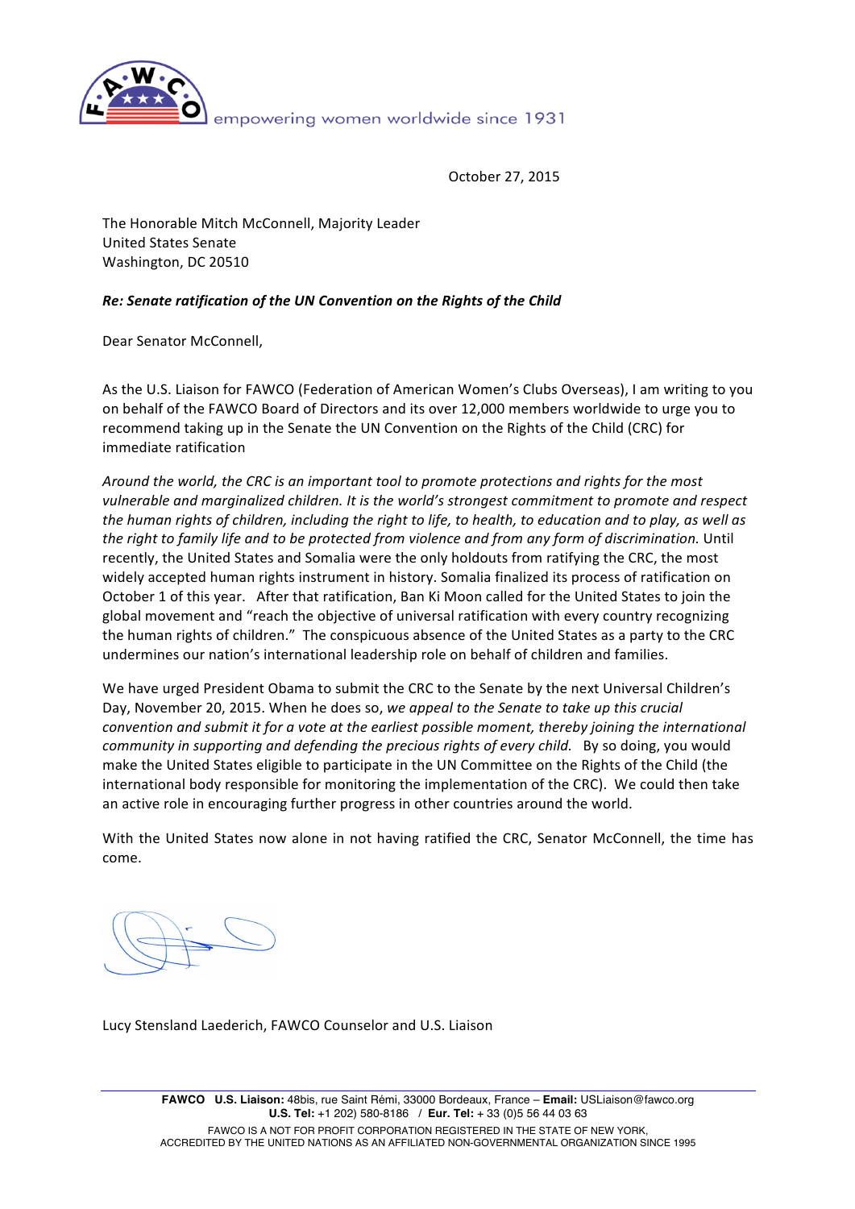empowering women worldwide since 1931

October 27, 2015

The Honorable Mitch McConnell, Majority Leader
United States Senate
Washington, DC 20510

***Re: Senate ratification of the UN Convention on the Rights of the Child***

Dear Senator McConnell,

As the U.S. Liaison for FAWCO (Federation of American Women's Clubs Overseas), I am writing to you on behalf of the FAWCO Board of Directors and its over 12,000 members worldwide to urge you to recommend taking up in the Senate the UN Convention on the Rights of the Child (CRC) for immediate ratification

*Around the world, the CRC is an important tool to promote protections and rights for the most vulnerable and marginalized children. It is the world's strongest commitment to promote and respect the human rights of children, including the right to life, to health, to education and to play, as well as the right to family life and to be protected from violence and from any form of discrimination.* Until recently, the United States and Somalia were the only holdouts from ratifying the CRC, the most widely accepted human rights instrument in history. Somalia finalized its process of ratification on October 1 of this year. After that ratification, Ban Ki Moon called for the United States to join the global movement and "reach the objective of universal ratification with every country recognizing the human rights of children." The conspicuous absence of the United States as a party to the CRC undermines our nation's international leadership role on behalf of children and families.

We have urged President Obama to submit the CRC to the Senate by the next Universal Children's Day, November 20, 2015. When he does so, *we appeal to the Senate to take up this crucial convention and submit it for a vote at the earliest possible moment, thereby joining the international community in supporting and defending the precious rights of every child.* By so doing, you would make the United States eligible to participate in the UN Committee on the Rights of the Child (the international body responsible for monitoring the implementation of the CRC). We could then take an active role in encouraging further progress in other countries around the world.

With the United States now alone in not having ratified the CRC, Senator McConnell, the time has come.

Lucy Stensland Laederich, FAWCO Counselor and U.S. Liaison

**FAWCO U.S. Liaison:** 48bis, rue Saint Rémi, 33000 Bordeaux, France – **Email:** USLiaison@fawco.org
**U.S. Tel:** +1 202) 580-8186 / **Eur. Tel:** + 33 (0)5 56 44 03 63
FAWCO IS A NOT FOR PROFIT CORPORATION REGISTERED IN THE STATE OF NEW YORK,
ACCREDITED BY THE UNITED NATIONS AS AN AFFILIATED NON-GOVERNMENTAL ORGANIZATION SINCE 1995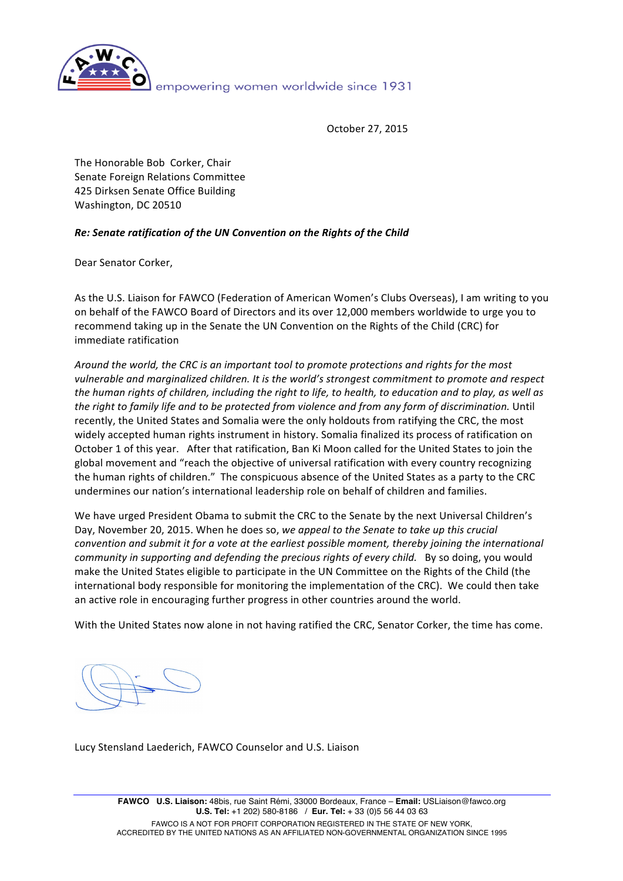empowering women worldwide since 1931

October 27, 2015

The Honorable Bob Corker, Chair
Senate Foreign Relations Committee
425 Dirksen Senate Office Building
Washington, DC 20510

***Re: Senate ratification of the UN Convention on the Rights of the Child***

Dear Senator Corker,

As the U.S. Liaison for FAWCO (Federation of American Women's Clubs Overseas), I am writing to you on behalf of the FAWCO Board of Directors and its over 12,000 members worldwide to urge you to recommend taking up in the Senate the UN Convention on the Rights of the Child (CRC) for immediate ratification

*Around the world, the CRC is an important tool to promote protections and rights for the most vulnerable and marginalized children. It is the world's strongest commitment to promote and respect the human rights of children, including the right to life, to health, to education and to play, as well as the right to family life and to be protected from violence and from any form of discrimination.* Until recently, the United States and Somalia were the only holdouts from ratifying the CRC, the most widely accepted human rights instrument in history. Somalia finalized its process of ratification on October 1 of this year. After that ratification, Ban Ki Moon called for the United States to join the global movement and "reach the objective of universal ratification with every country recognizing the human rights of children." The conspicuous absence of the United States as a party to the CRC undermines our nation's international leadership role on behalf of children and families.

We have urged President Obama to submit the CRC to the Senate by the next Universal Children's Day, November 20, 2015. When he does so, *we appeal to the Senate to take up this crucial convention and submit it for a vote at the earliest possible moment, thereby joining the international community in supporting and defending the precious rights of every child.* By so doing, you would make the United States eligible to participate in the UN Committee on the Rights of the Child (the international body responsible for monitoring the implementation of the CRC). We could then take an active role in encouraging further progress in other countries around the world.

With the United States now alone in not having ratified the CRC, Senator Corker, the time has come.

Lucy Stensland Laederich, FAWCO Counselor and U.S. Liaison

**FAWCO U.S. Liaison:** 48bis, rue Saint Rémi, 33000 Bordeaux, France – **Email:** USLiaison@fawco.org
**U.S. Tel:** +1 202) 580-8186 / **Eur. Tel:** + 33 (0)5 56 44 03 63
FAWCO IS A NOT FOR PROFIT CORPORATION REGISTERED IN THE STATE OF NEW YORK,
ACCREDITED BY THE UNITED NATIONS AS AN AFFILIATED NON-GOVERNMENTAL ORGANIZATION SINCE 1995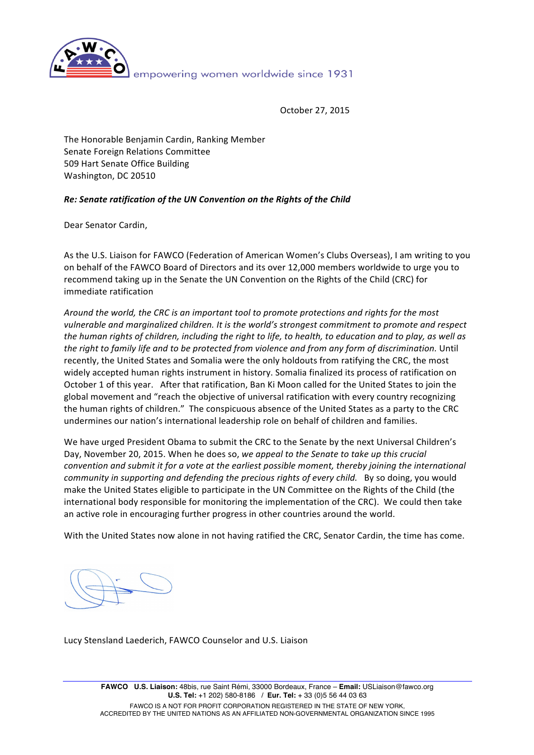empowering women worldwide since 1931

October 27, 2015

The Honorable Benjamin Cardin, Ranking Member
Senate Foreign Relations Committee
509 Hart Senate Office Building
Washington, DC 20510

***Re: Senate ratification of the UN Convention on the Rights of the Child***

Dear Senator Cardin,

As the U.S. Liaison for FAWCO (Federation of American Women's Clubs Overseas), I am writing to you on behalf of the FAWCO Board of Directors and its over 12,000 members worldwide to urge you to recommend taking up in the Senate the UN Convention on the Rights of the Child (CRC) for immediate ratification

*Around the world, the CRC is an important tool to promote protections and rights for the most vulnerable and marginalized children. It is the world's strongest commitment to promote and respect the human rights of children, including the right to life, to health, to education and to play, as well as the right to family life and to be protected from violence and from any form of discrimination.* Until recently, the United States and Somalia were the only holdouts from ratifying the CRC, the most widely accepted human rights instrument in history. Somalia finalized its process of ratification on October 1 of this year. After that ratification, Ban Ki Moon called for the United States to join the global movement and "reach the objective of universal ratification with every country recognizing the human rights of children." The conspicuous absence of the United States as a party to the CRC undermines our nation's international leadership role on behalf of children and families.

We have urged President Obama to submit the CRC to the Senate by the next Universal Children's Day, November 20, 2015. When he does so, *we appeal to the Senate to take up this crucial convention and submit it for a vote at the earliest possible moment, thereby joining the international community in supporting and defending the precious rights of every child.* By so doing, you would make the United States eligible to participate in the UN Committee on the Rights of the Child (the international body responsible for monitoring the implementation of the CRC). We could then take an active role in encouraging further progress in other countries around the world.

With the United States now alone in not having ratified the CRC, Senator Cardin, the time has come.

Lucy Stensland Laederich, FAWCO Counselor and U.S. Liaison

**FAWCO U.S. Liaison:** 48bis, rue Saint Rémi, 33000 Bordeaux, France – **Email:** USLiaison@fawco.org
**U.S. Tel:** +1 202) 580-8186 / **Eur. Tel:** + 33 (0)5 56 44 03 63

FAWCO IS A NOT FOR PROFIT CORPORATION REGISTERED IN THE STATE OF NEW YORK,
ACCREDITED BY THE UNITED NATIONS AS AN AFFILIATED NON-GOVERNMENTAL ORGANIZATION SINCE 1995